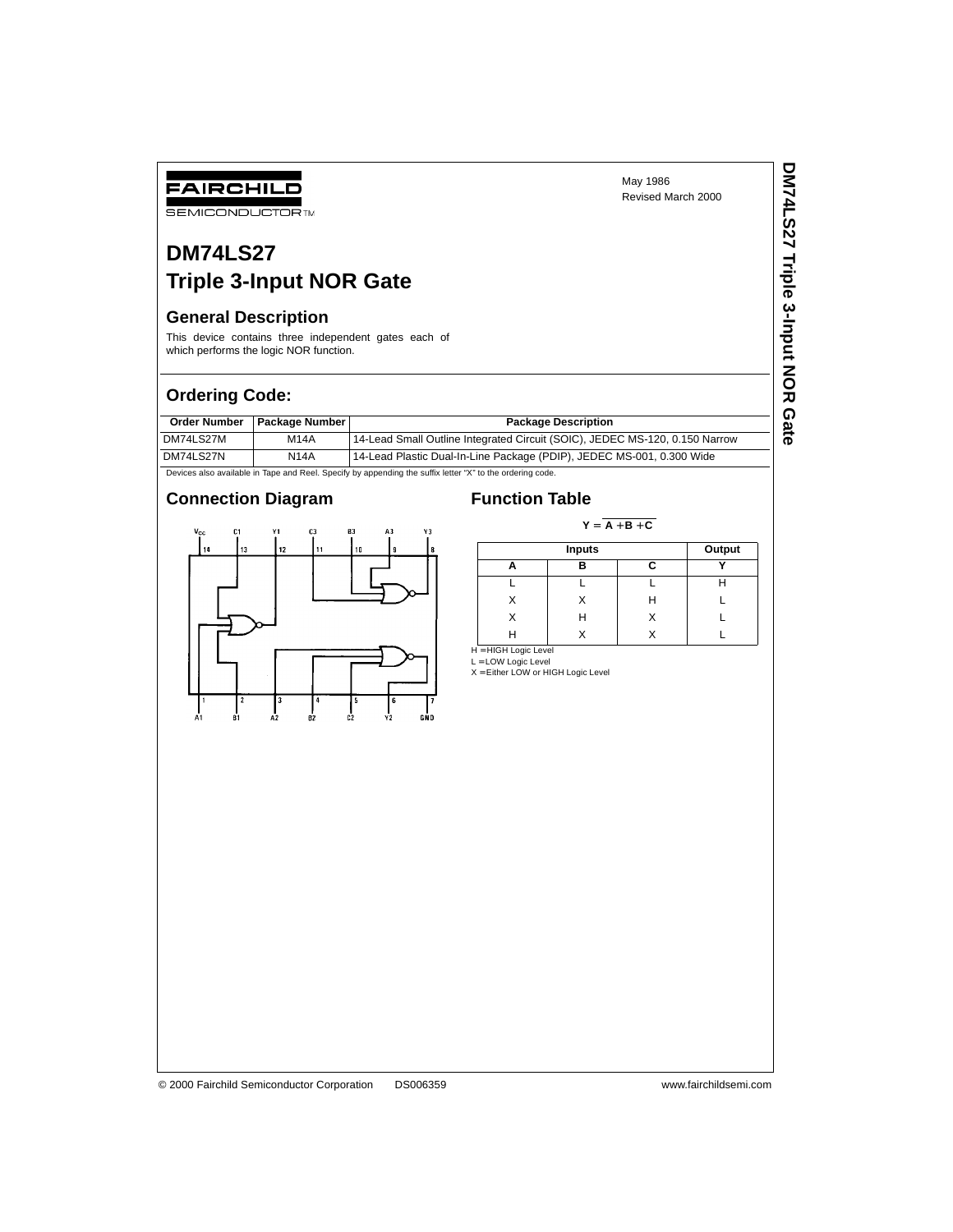FAIRCHILD

SEMICONDUCTOR™

May 1986

Revised March 2000

# DM74LS27 Triple 3-Input NOR Gate

## General Description

This device contains three independent gates each of which performs the logic NOR function.

## Ordering Code:

| Order Number | Package Number | Package Description |
|---|---|---|
| DM74LS27M | M14A | 14-Lead Small Outline Integrated Circuit (SOIC), JEDEC MS-120, 0.150 Narrow |
| DM74LS27N | N14A | 14-Lead Plastic Dual-In-Line Package (PDIP), JEDEC MS-001, 0.300 Wide |

Devices also available in Tape and Reel. Specify by appending the suffix letter "X" to the ordering code.

## Connection Diagram

$V_{CC}$ 14, C1 13, Y1 12, C3 11, B3 10, A3 9, Y3 8

A1 1, B1 2, A2 3, B2 4, C2 5, Y2 6, GND 7

## Function Table

$$Y = \overline{A + B + C}$$

| Inputs | | | Output |
|---|---|---|---|
| A | B | C | Y |
| L | L | L | H |
| X | X | H | L |
| X | H | X | L |
| H | X | X | L |

H = HIGH Logic Level

L = LOW Logic Level

X = Either LOW or HIGH Logic Level

© 2000 Fairchild Semiconductor Corporation DS006359 www.fairchildsemi.com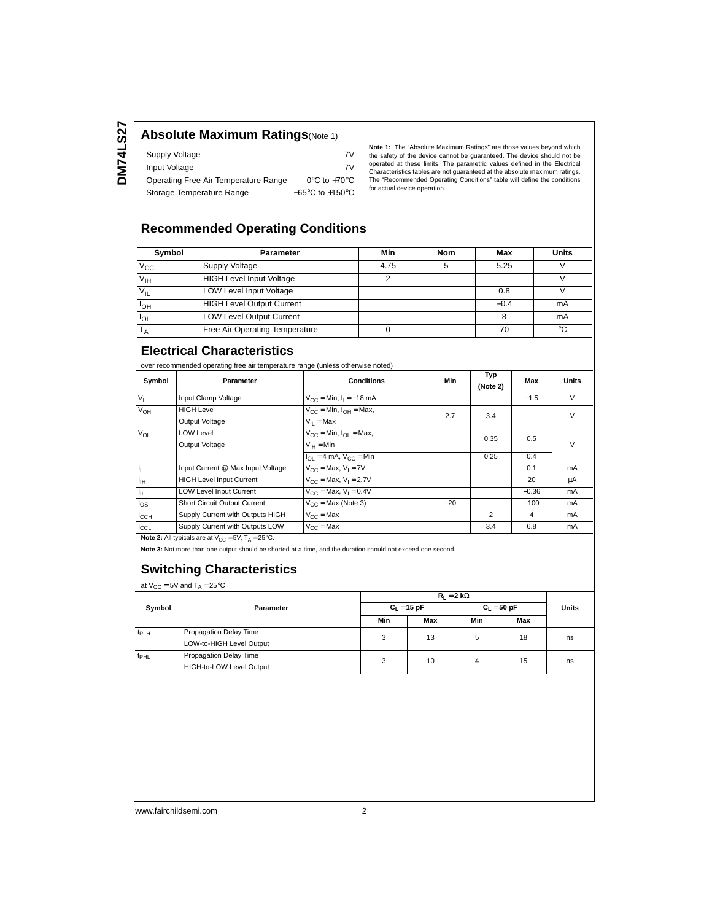## Absolute Maximum Ratings(Note 1)

| | |
|---|---|
| Supply Voltage | 7V |
| Input Voltage | 7V |
| Operating Free Air Temperature Range | 0°C to +70°C |
| Storage Temperature Range | −65°C to +150°C |

**Note 1:** The "Absolute Maximum Ratings" are those values beyond which the safety of the device cannot be guaranteed. The device should not be operated at these limits. The parametric values defined in the Electrical Characteristics tables are not guaranteed at the absolute maximum ratings. The "Recommended Operating Conditions" table will define the conditions for actual device operation.

## Recommended Operating Conditions

| Symbol | Parameter | Min | Nom | Max | Units |
|---|---|---|---|---|---|
| $V_{CC}$ | Supply Voltage | 4.75 | 5 | 5.25 | V |
| $V_{IH}$ | HIGH Level Input Voltage | 2 | | | V |
| $V_{IL}$ | LOW Level Input Voltage | | | 0.8 | V |
| $I_{OH}$ | HIGH Level Output Current | | | −0.4 | mA |
| $I_{OL}$ | LOW Level Output Current | | | 8 | mA |
| $T_A$ | Free Air Operating Temperature | 0 | | 70 | °C |

## Electrical Characteristics

over recommended operating free air temperature range (unless otherwise noted)

| Symbol | Parameter | Conditions | Min | Typ (Note 2) | Max | Units |
|---|---|---|---|---|---|---|
| $V_I$ | Input Clamp Voltage | $V_{CC}$ = Min, $I_I$ = −18 mA | | | −1.5 | V |
| $V_{OH}$ | HIGH Level Output Voltage | $V_{CC}$ = Min, $I_{OH}$ = Max, $V_{IL}$ = Max | 2.7 | 3.4 | | V |
| $V_{OL}$ | LOW Level Output Voltage | $V_{CC}$ = Min, $I_{OL}$ = Max, $V_{IH}$ = Min | | 0.35 | 0.5 | V |
| | | $I_{OL}$ = 4 mA, $V_{CC}$ = Min | | 0.25 | 0.4 | |
| $I_I$ | Input Current @ Max Input Voltage | $V_{CC}$ = Max, $V_I$ = 7V | | | 0.1 | mA |
| $I_{IH}$ | HIGH Level Input Current | $V_{CC}$ = Max, $V_I$ = 2.7V | | | 20 | μA |
| $I_{IL}$ | LOW Level Input Current | $V_{CC}$ = Max, $V_I$ = 0.4V | | | −0.36 | mA |
| $I_{OS}$ | Short Circuit Output Current | $V_{CC}$ = Max (Note 3) | −20 | | −100 | mA |
| $I_{CCH}$ | Supply Current with Outputs HIGH | $V_{CC}$ = Max | | 2 | 4 | mA |
| $I_{CCL}$ | Supply Current with Outputs LOW | $V_{CC}$ = Max | | 3.4 | 6.8 | mA |

**Note 2:** All typicals are at $V_{CC}$ = 5V, $T_A$ = 25°C.

**Note 3:** Not more than one output should be shorted at a time, and the duration should not exceed one second.

## Switching Characteristics

at $V_{CC}$ = 5V and $T_A$ = 25°C

| Symbol | Parameter | $R_L$ = 2 kΩ | | | | Units |
|---|---|---|---|---|---|---|
| | | $C_L$ = 15 pF | | $C_L$ = 50 pF | | |
| | | Min | Max | Min | Max | |
| $t_{PLH}$ | Propagation Delay Time LOW-to-HIGH Level Output | 3 | 13 | 5 | 18 | ns |
| $t_{PHL}$ | Propagation Delay Time HIGH-to-LOW Level Output | 3 | 10 | 4 | 15 | ns |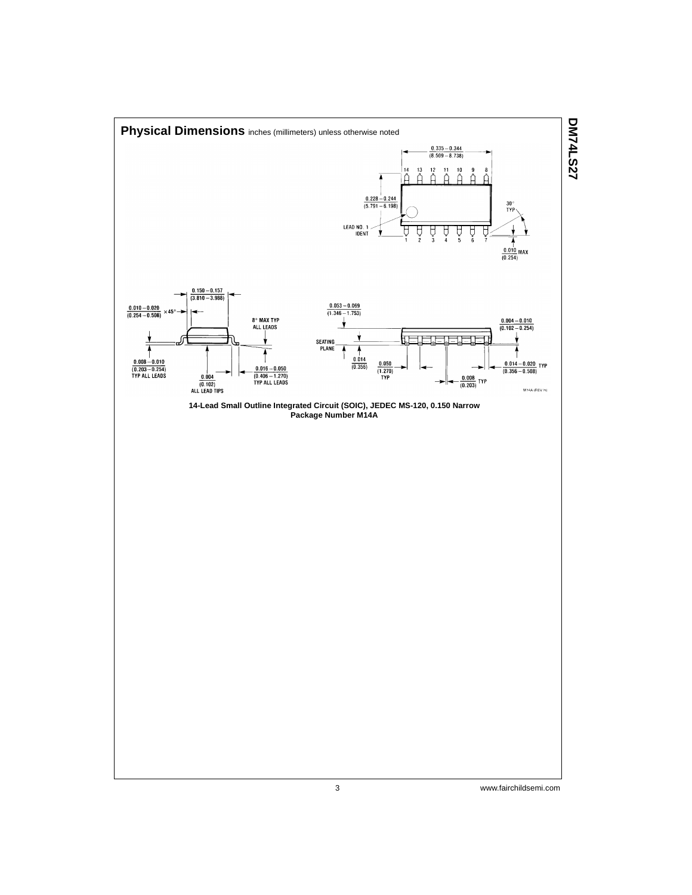## Physical Dimensions inches (millimeters) unless otherwise noted

0.335 – 0.344 (8.509 – 8.738)

14 13 12 11 10 9 8

0.228 – 0.244 (5.791 – 6.198)

LEAD NO. 1 IDENT

1 2 3 4 5 6 7

30° TYP

0.010 MAX (0.254)

0.150 – 0.157 (3.810 – 3.988)

0.010 – 0.020 (0.254 – 0.508) × 45°

8° MAX TYP ALL LEADS

0.008 – 0.010 (0.203 – 0.254) TYP ALL LEADS

0.004 (0.102) ALL LEAD TIPS

0.016 – 0.050 (0.406 – 1.270) TYP ALL LEADS

0.053 – 0.069 (1.346 – 1.753)

SEATING PLANE

0.014 (0.356)

0.050 (1.270) TYP

0.008 (0.203) TYP

0.004 – 0.010 (0.102 – 0.254)

0.014 – 0.020 TYP (0.356 – 0.508)

M14A (REV H)

**14-Lead Small Outline Integrated Circuit (SOIC), JEDEC MS-120, 0.150 Narrow Package Number M14A**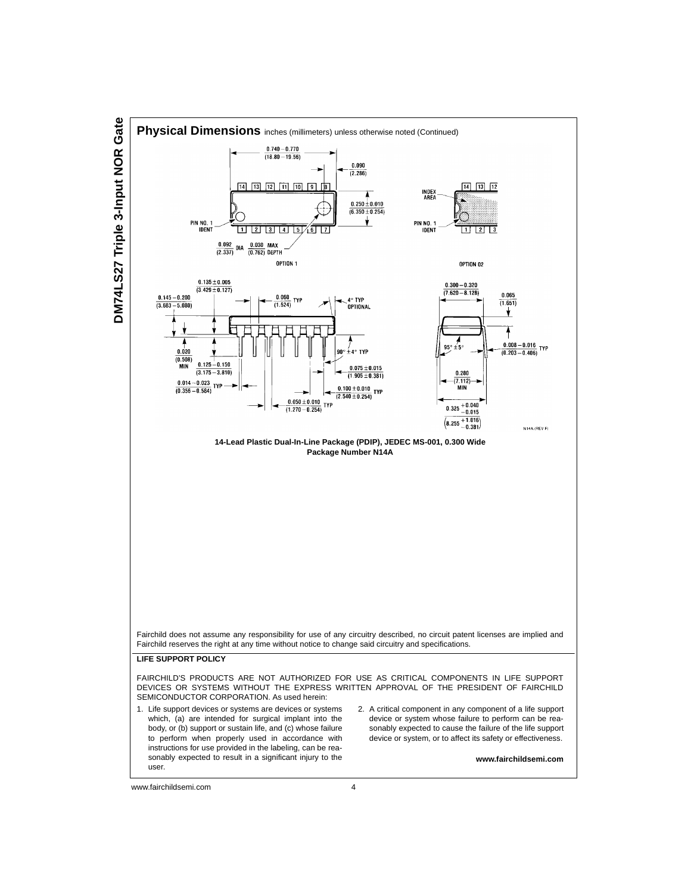## Physical Dimensions inches (millimeters) unless otherwise noted (Continued)

0.740 – 0.770
(18.80 – 19.56)
0.090
(2.286)
14 13 12 11 10 9 8
0.250 ± 0.010
(6.350 ± 0.254)
PIN NO. 1 IDENT
1 2 3 4 5 6 7
0.092 (2.337) DIA
0.030 (0.762) MAX DEPTH
OPTION 1
INDEX AREA
14 13 12
PIN NO. 1 IDENT
1 2 3
OPTION 02

0.135 ± 0.005
(3.429 ± 0.127)
0.145 – 0.200
(3.683 – 5.080)
0.060 (1.524) TYP
4° TYP OPTIONAL
0.020 (0.508) MIN
0.125 – 0.150
(3.175 – 3.810)
90° ± 4° TYP
0.075 ± 0.015
(1.905 ± 0.381)
0.014 – 0.023 TYP
(0.356 – 0.584)
0.100 ± 0.010 TYP
(2.540 ± 0.254)
0.050 ± 0.010 TYP
(1.270 – 0.254)
0.300 – 0.320
(7.620 – 8.128)
0.065
(1.651)
95° ± 5°
0.008 – 0.016 TYP
(0.203 – 0.406)
0.280
(7.112)
MIN
$0.325 \begin{matrix} +0.040 \\ -0.015 \end{matrix}$
$\left(8.255 \begin{matrix} +1.016 \\ -0.381 \end{matrix}\right)$
N14A (REV F)

**14-Lead Plastic Dual-In-Line Package (PDIP), JEDEC MS-001, 0.300 Wide**
**Package Number N14A**

Fairchild does not assume any responsibility for use of any circuitry described, no circuit patent licenses are implied and Fairchild reserves the right at any time without notice to change said circuitry and specifications.

**LIFE SUPPORT POLICY**

FAIRCHILD'S PRODUCTS ARE NOT AUTHORIZED FOR USE AS CRITICAL COMPONENTS IN LIFE SUPPORT DEVICES OR SYSTEMS WITHOUT THE EXPRESS WRITTEN APPROVAL OF THE PRESIDENT OF FAIRCHILD SEMICONDUCTOR CORPORATION. As used herein:

1. Life support devices or systems are devices or systems which, (a) are intended for surgical implant into the body, or (b) support or sustain life, and (c) whose failure to perform when properly used in accordance with instructions for use provided in the labeling, can be reasonably expected to result in a significant injury to the user.
2. A critical component in any component of a life support device or system whose failure to perform can be reasonably expected to cause the failure of the life support device or system, or to affect its safety or effectiveness.

**www.fairchildsemi.com**